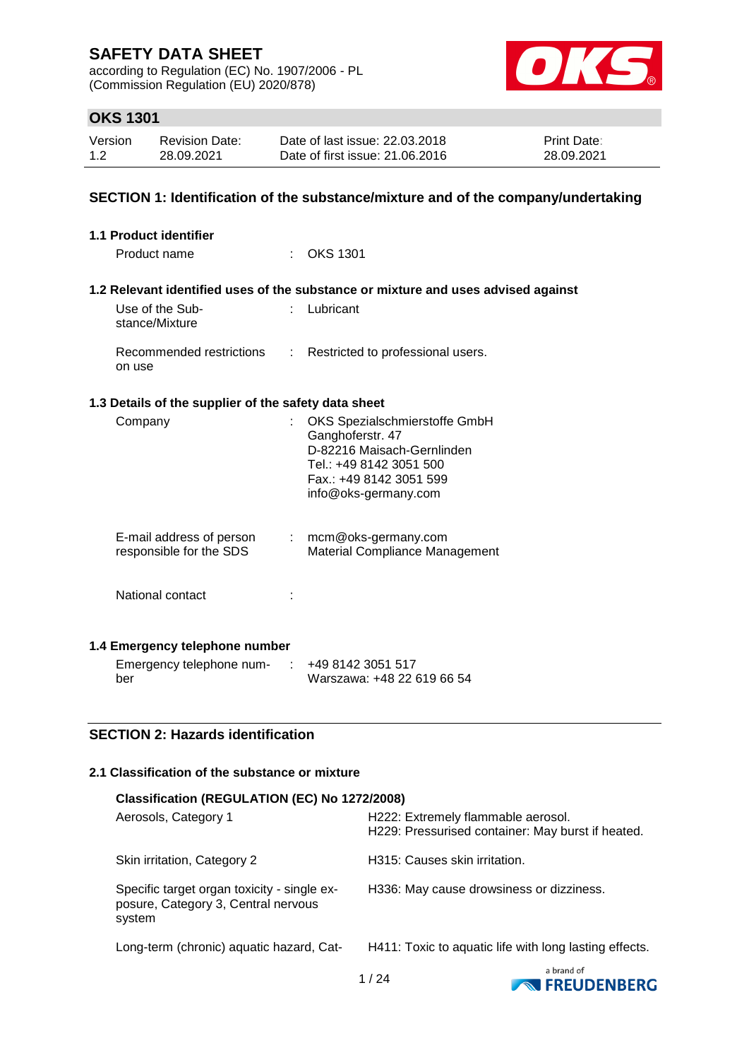# SAFETY DATA SHEET

according to Regulation (EC) No. 1907/2006 - PL
(Commission Regulation (EU) 2020/878)

## OKS 1301

| Version | Revision Date: | Date of last issue: 22.03.2018 | Print Date: |
|---|---|---|---|
| 1.2 | 28.09.2021 | Date of first issue: 21.06.2016 | 28.09.2021 |

## SECTION 1: Identification of the substance/mixture and of the company/undertaking

### 1.1 Product identifier

Product name : OKS 1301

### 1.2 Relevant identified uses of the substance or mixture and uses advised against

Use of the Substance/Mixture : Lubricant

Recommended restrictions on use : Restricted to professional users.

### 1.3 Details of the supplier of the safety data sheet

Company : OKS Spezialschmierstoffe GmbH
Ganghoferstr. 47
D-82216 Maisach-Gernlinden
Tel.: +49 8142 3051 500
Fax.: +49 8142 3051 599
info@oks-germany.com

E-mail address of person responsible for the SDS : mcm@oks-germany.com
Material Compliance Management

National contact :

### 1.4 Emergency telephone number

Emergency telephone number : +49 8142 3051 517
Warszawa: +48 22 619 66 54

## SECTION 2: Hazards identification

### 2.1 Classification of the substance or mixture

**Classification (REGULATION (EC) No 1272/2008)**

| | |
|---|---|
| Aerosols, Category 1 | H222: Extremely flammable aerosol.<br>H229: Pressurised container: May burst if heated. |
| Skin irritation, Category 2 | H315: Causes skin irritation. |
| Specific target organ toxicity - single exposure, Category 3, Central nervous system | H336: May cause drowsiness or dizziness. |
| Long-term (chronic) aquatic hazard, Cat- | H411: Toxic to aquatic life with long lasting effects. |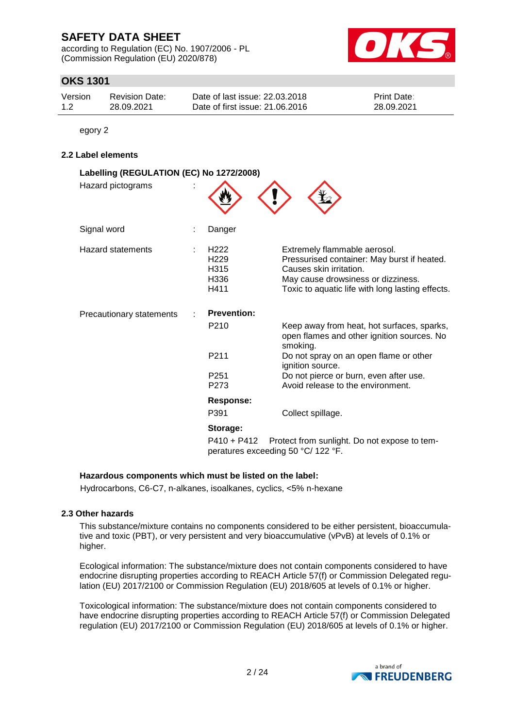egory 2

### 2.2 Label elements

**Labelling (REGULATION (EC) No 1272/2008)**

Hazard pictograms :

Signal word : Danger

Hazard statements :

| | |
|---|---|
| H222 | Extremely flammable aerosol. |
| H229 | Pressurised container: May burst if heated. |
| H315 | Causes skin irritation. |
| H336 | May cause drowsiness or dizziness. |
| H411 | Toxic to aquatic life with long lasting effects. |

Precautionary statements :

**Prevention:**

| | |
|---|---|
| P210 | Keep away from heat, hot surfaces, sparks, open flames and other ignition sources. No smoking. |
| P211 | Do not spray on an open flame or other ignition source. |
| P251 | Do not pierce or burn, even after use. |
| P273 | Avoid release to the environment. |

**Response:**

| | |
|---|---|
| P391 | Collect spillage. |

**Storage:**

P410 + P412 Protect from sunlight. Do not expose to temperatures exceeding 50 °C/ 122 °F.

**Hazardous components which must be listed on the label:**

Hydrocarbons, C6-C7, n-alkanes, isoalkanes, cyclics, <5% n-hexane

### 2.3 Other hazards

This substance/mixture contains no components considered to be either persistent, bioaccumulative and toxic (PBT), or very persistent and very bioaccumulative (vPvB) at levels of 0.1% or higher.

Ecological information: The substance/mixture does not contain components considered to have endocrine disrupting properties according to REACH Article 57(f) or Commission Delegated regulation (EU) 2017/2100 or Commission Regulation (EU) 2018/605 at levels of 0.1% or higher.

Toxicological information: The substance/mixture does not contain components considered to have endocrine disrupting properties according to REACH Article 57(f) or Commission Delegated regulation (EU) 2017/2100 or Commission Regulation (EU) 2018/605 at levels of 0.1% or higher.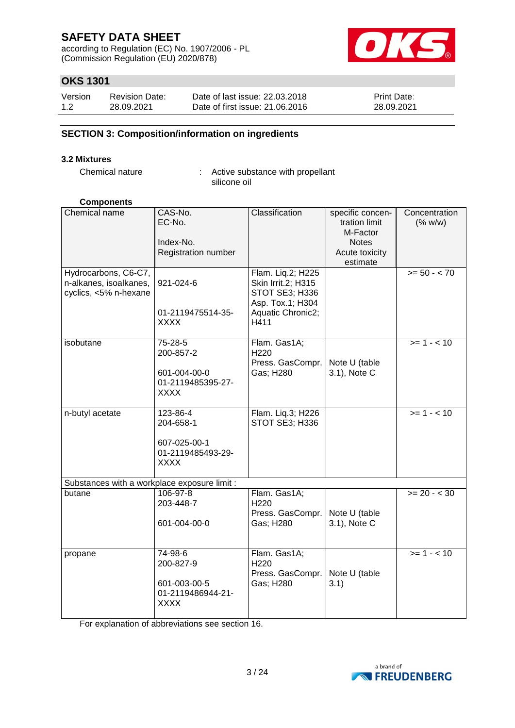## SECTION 3: Composition/information on ingredients

### 3.2 Mixtures

Chemical nature : Active substance with propellant silicone oil

**Components**

| Chemical name | CAS-No.<br>EC-No.<br><br>Index-No.<br>Registration number | Classification | specific concentration limit<br>M-Factor<br>Notes<br>Acute toxicity estimate | Concentration (% w/w) |
|---|---|---|---|---|
| Hydrocarbons, C6-C7, n-alkanes, isoalkanes, cyclics, <5% n-hexane | 921-024-6<br><br>01-2119475514-35-XXXX | Flam. Liq.2; H225<br>Skin Irrit.2; H315<br>STOT SE3; H336<br>Asp. Tox.1; H304<br>Aquatic Chronic2; H411 | | >= 50 - < 70 |
| isobutane | 75-28-5<br>200-857-2<br><br>601-004-00-0<br>01-2119485395-27-XXXX | Flam. Gas1A; H220<br>Press. GasCompr. Gas; H280 | Note U (table 3.1), Note C | >= 1 - < 10 |
| n-butyl acetate | 123-86-4<br>204-658-1<br><br>607-025-00-1<br>01-2119485493-29-XXXX | Flam. Liq.3; H226<br>STOT SE3; H336 | | >= 1 - < 10 |
| Substances with a workplace exposure limit : | | | | |
| butane | 106-97-8<br>203-448-7<br><br>601-004-00-0 | Flam. Gas1A; H220<br>Press. GasCompr. Gas; H280 | Note U (table 3.1), Note C | >= 20 - < 30 |
| propane | 74-98-6<br>200-827-9<br><br>601-003-00-5<br>01-2119486944-21-XXXX | Flam. Gas1A; H220<br>Press. GasCompr. Gas; H280 | Note U (table 3.1) | >= 1 - < 10 |

For explanation of abbreviations see section 16.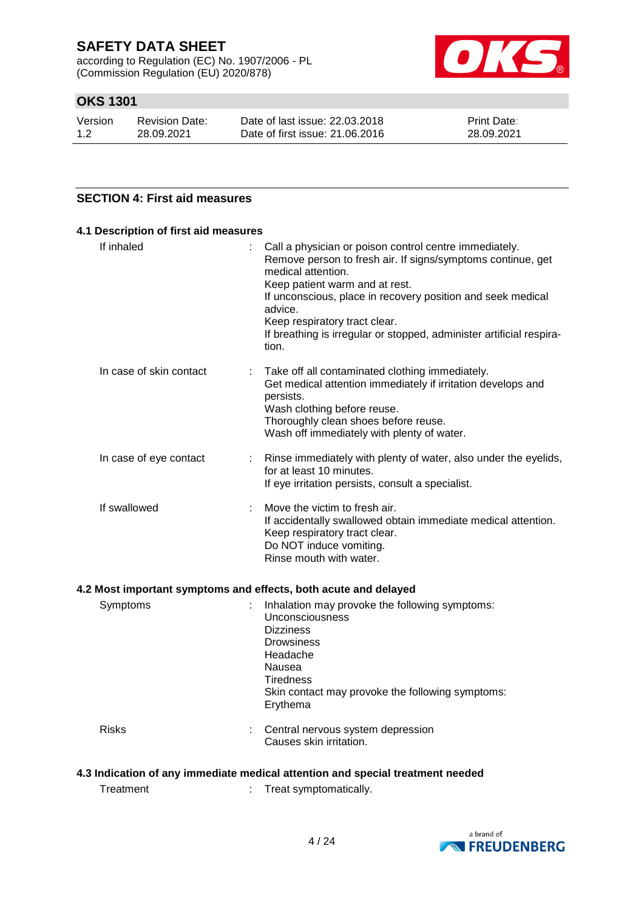## SECTION 4: First aid measures

### 4.1 Description of first aid measures

| | |
|---|---|
| If inhaled | : Call a physician or poison control centre immediately.<br>Remove person to fresh air. If signs/symptoms continue, get medical attention.<br>Keep patient warm and at rest.<br>If unconscious, place in recovery position and seek medical advice.<br>Keep respiratory tract clear.<br>If breathing is irregular or stopped, administer artificial respiration. |
| In case of skin contact | : Take off all contaminated clothing immediately.<br>Get medical attention immediately if irritation develops and persists.<br>Wash clothing before reuse.<br>Thoroughly clean shoes before reuse.<br>Wash off immediately with plenty of water. |
| In case of eye contact | : Rinse immediately with plenty of water, also under the eyelids, for at least 10 minutes.<br>If eye irritation persists, consult a specialist. |
| If swallowed | : Move the victim to fresh air.<br>If accidentally swallowed obtain immediate medical attention.<br>Keep respiratory tract clear.<br>Do NOT induce vomiting.<br>Rinse mouth with water. |

### 4.2 Most important symptoms and effects, both acute and delayed

| | |
|---|---|
| Symptoms | : Inhalation may provoke the following symptoms:<br>Unconsciousness<br>Dizziness<br>Drowsiness<br>Headache<br>Nausea<br>Tiredness<br>Skin contact may provoke the following symptoms:<br>Erythema |
| Risks | : Central nervous system depression<br>Causes skin irritation. |

### 4.3 Indication of any immediate medical attention and special treatment needed

| | |
|---|---|
| Treatment | : Treat symptomatically. |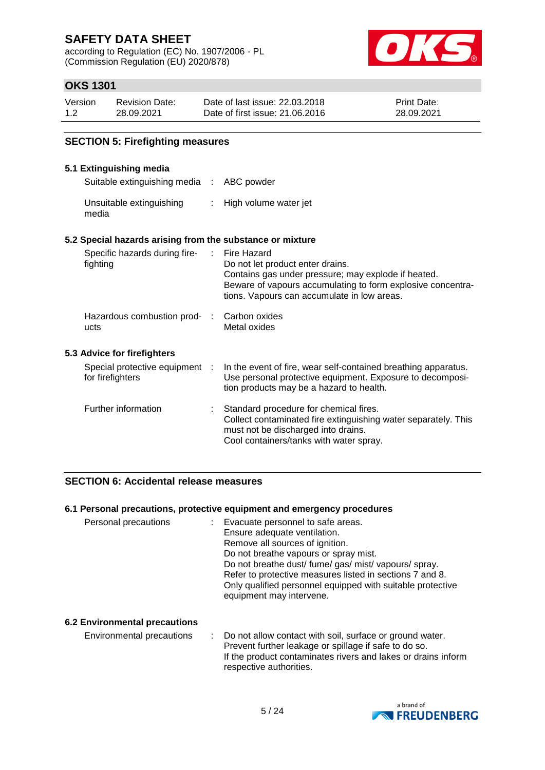## SECTION 5: Firefighting measures

### 5.1 Extinguishing media

| | | |
|---|---|---|
| Suitable extinguishing media | : | ABC powder |
| Unsuitable extinguishing media | : | High volume water jet |

### 5.2 Special hazards arising from the substance or mixture

| | | |
|---|---|---|
| Specific hazards during firefighting | : | Fire Hazard<br>Do not let product enter drains.<br>Contains gas under pressure; may explode if heated.<br>Beware of vapours accumulating to form explosive concentrations. Vapours can accumulate in low areas. |
| Hazardous combustion products | : | Carbon oxides<br>Metal oxides |

### 5.3 Advice for firefighters

| | | |
|---|---|---|
| Special protective equipment for firefighters | : | In the event of fire, wear self-contained breathing apparatus. Use personal protective equipment. Exposure to decomposition products may be a hazard to health. |
| Further information | : | Standard procedure for chemical fires.<br>Collect contaminated fire extinguishing water separately. This must not be discharged into drains.<br>Cool containers/tanks with water spray. |

## SECTION 6: Accidental release measures

### 6.1 Personal precautions, protective equipment and emergency procedures

| | | |
|---|---|---|
| Personal precautions | : | Evacuate personnel to safe areas.<br>Ensure adequate ventilation.<br>Remove all sources of ignition.<br>Do not breathe vapours or spray mist.<br>Do not breathe dust/ fume/ gas/ mist/ vapours/ spray.<br>Refer to protective measures listed in sections 7 and 8.<br>Only qualified personnel equipped with suitable protective equipment may intervene. |

### 6.2 Environmental precautions

| | | |
|---|---|---|
| Environmental precautions | : | Do not allow contact with soil, surface or ground water.<br>Prevent further leakage or spillage if safe to do so.<br>If the product contaminates rivers and lakes or drains inform respective authorities. |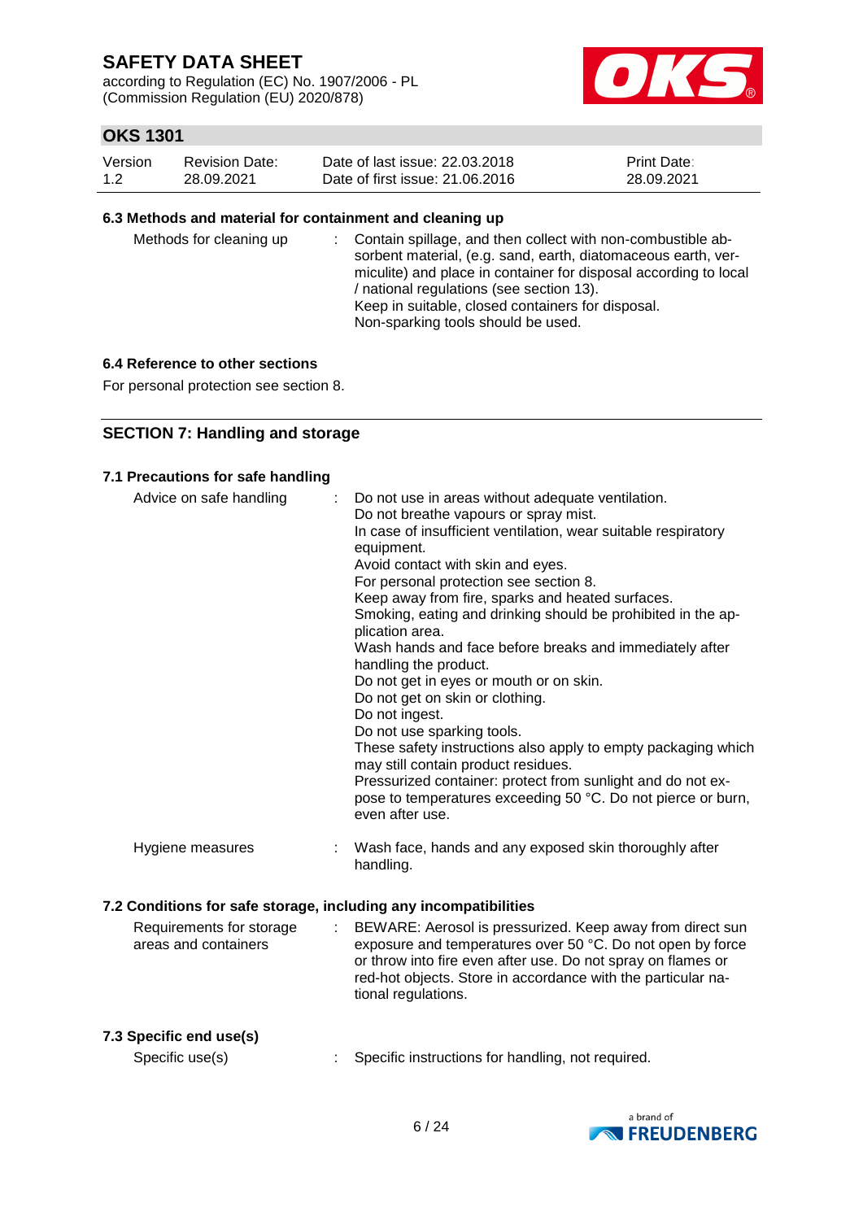### 6.3 Methods and material for containment and cleaning up

Methods for cleaning up : Contain spillage, and then collect with non-combustible absorbent material, (e.g. sand, earth, diatomaceous earth, vermiculite) and place in container for disposal according to local / national regulations (see section 13).
Keep in suitable, closed containers for disposal.
Non-sparking tools should be used.

### 6.4 Reference to other sections

For personal protection see section 8.

## SECTION 7: Handling and storage

### 7.1 Precautions for safe handling

Advice on safe handling : Do not use in areas without adequate ventilation.
Do not breathe vapours or spray mist.
In case of insufficient ventilation, wear suitable respiratory equipment.
Avoid contact with skin and eyes.
For personal protection see section 8.
Keep away from fire, sparks and heated surfaces.
Smoking, eating and drinking should be prohibited in the application area.
Wash hands and face before breaks and immediately after handling the product.
Do not get in eyes or mouth or on skin.
Do not get on skin or clothing.
Do not ingest.
Do not use sparking tools.
These safety instructions also apply to empty packaging which may still contain product residues.
Pressurized container: protect from sunlight and do not expose to temperatures exceeding 50 °C. Do not pierce or burn, even after use.

Hygiene measures : Wash face, hands and any exposed skin thoroughly after handling.

### 7.2 Conditions for safe storage, including any incompatibilities

Requirements for storage areas and containers : BEWARE: Aerosol is pressurized. Keep away from direct sun exposure and temperatures over 50 °C. Do not open by force or throw into fire even after use. Do not spray on flames or red-hot objects. Store in accordance with the particular national regulations.

### 7.3 Specific end use(s)

Specific use(s) : Specific instructions for handling, not required.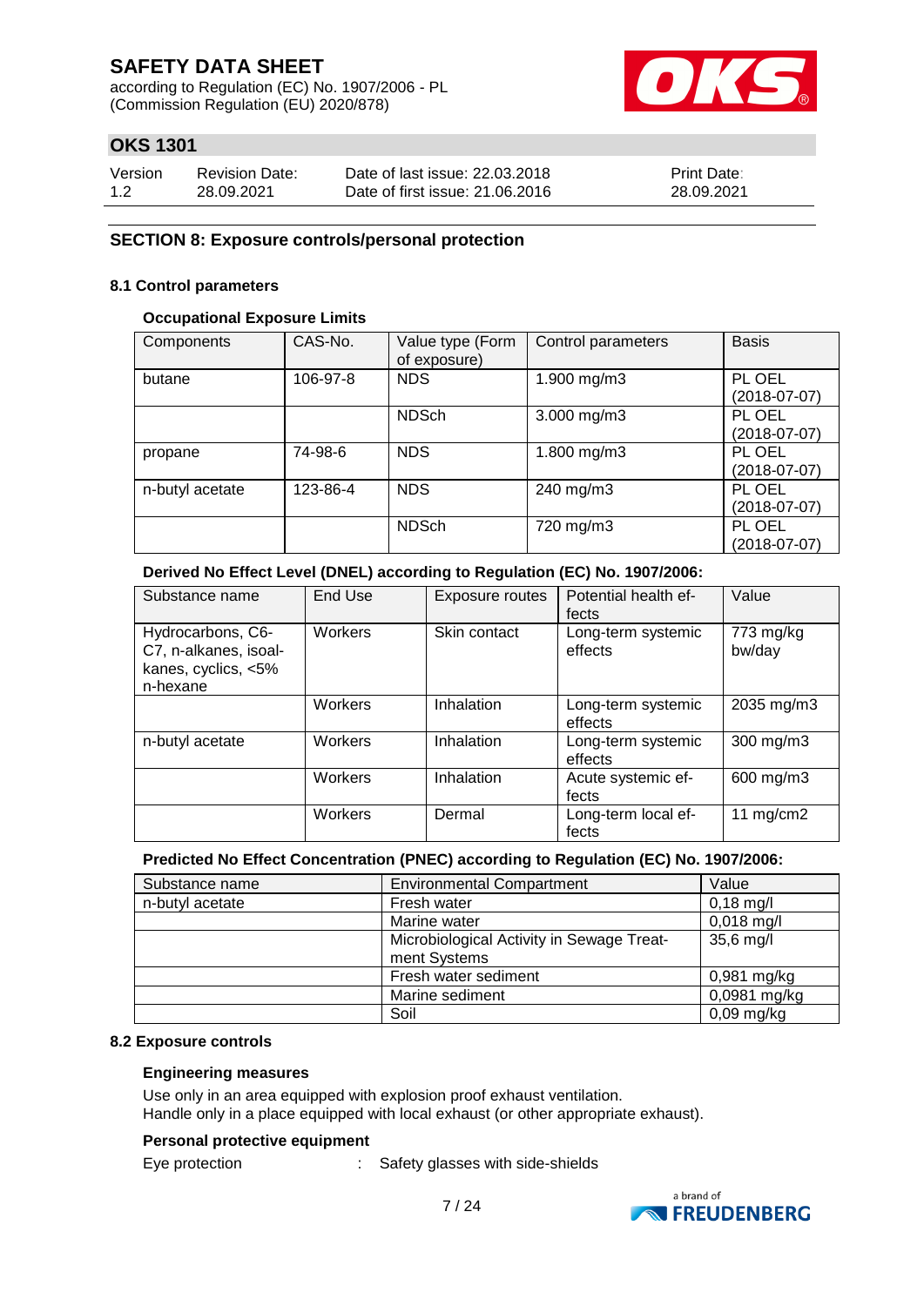## SECTION 8: Exposure controls/personal protection

### 8.1 Control parameters

#### Occupational Exposure Limits

| Components | CAS-No. | Value type (Form of exposure) | Control parameters | Basis |
|---|---|---|---|---|
| butane | 106-97-8 | NDS | 1.900 mg/m3 | PL OEL (2018-07-07) |
| | | NDSch | 3.000 mg/m3 | PL OEL (2018-07-07) |
| propane | 74-98-6 | NDS | 1.800 mg/m3 | PL OEL (2018-07-07) |
| n-butyl acetate | 123-86-4 | NDS | 240 mg/m3 | PL OEL (2018-07-07) |
| | | NDSch | 720 mg/m3 | PL OEL (2018-07-07) |

#### Derived No Effect Level (DNEL) according to Regulation (EC) No. 1907/2006:

| Substance name | End Use | Exposure routes | Potential health effects | Value |
|---|---|---|---|---|
| Hydrocarbons, C6-C7, n-alkanes, isoalkanes, cyclics, <5% n-hexane | Workers | Skin contact | Long-term systemic effects | 773 mg/kg bw/day |
| | Workers | Inhalation | Long-term systemic effects | 2035 mg/m3 |
| n-butyl acetate | Workers | Inhalation | Long-term systemic effects | 300 mg/m3 |
| | Workers | Inhalation | Acute systemic effects | 600 mg/m3 |
| | Workers | Dermal | Long-term local effects | 11 mg/cm2 |

#### Predicted No Effect Concentration (PNEC) according to Regulation (EC) No. 1907/2006:

| Substance name | Environmental Compartment | Value |
|---|---|---|
| n-butyl acetate | Fresh water | 0,18 mg/l |
| | Marine water | 0,018 mg/l |
| | Microbiological Activity in Sewage Treatment Systems | 35,6 mg/l |
| | Fresh water sediment | 0,981 mg/kg |
| | Marine sediment | 0,0981 mg/kg |
| | Soil | 0,09 mg/kg |

### 8.2 Exposure controls

#### Engineering measures

Use only in an area equipped with explosion proof exhaust ventilation.
Handle only in a place equipped with local exhaust (or other appropriate exhaust).

#### Personal protective equipment

Eye protection : Safety glasses with side-shields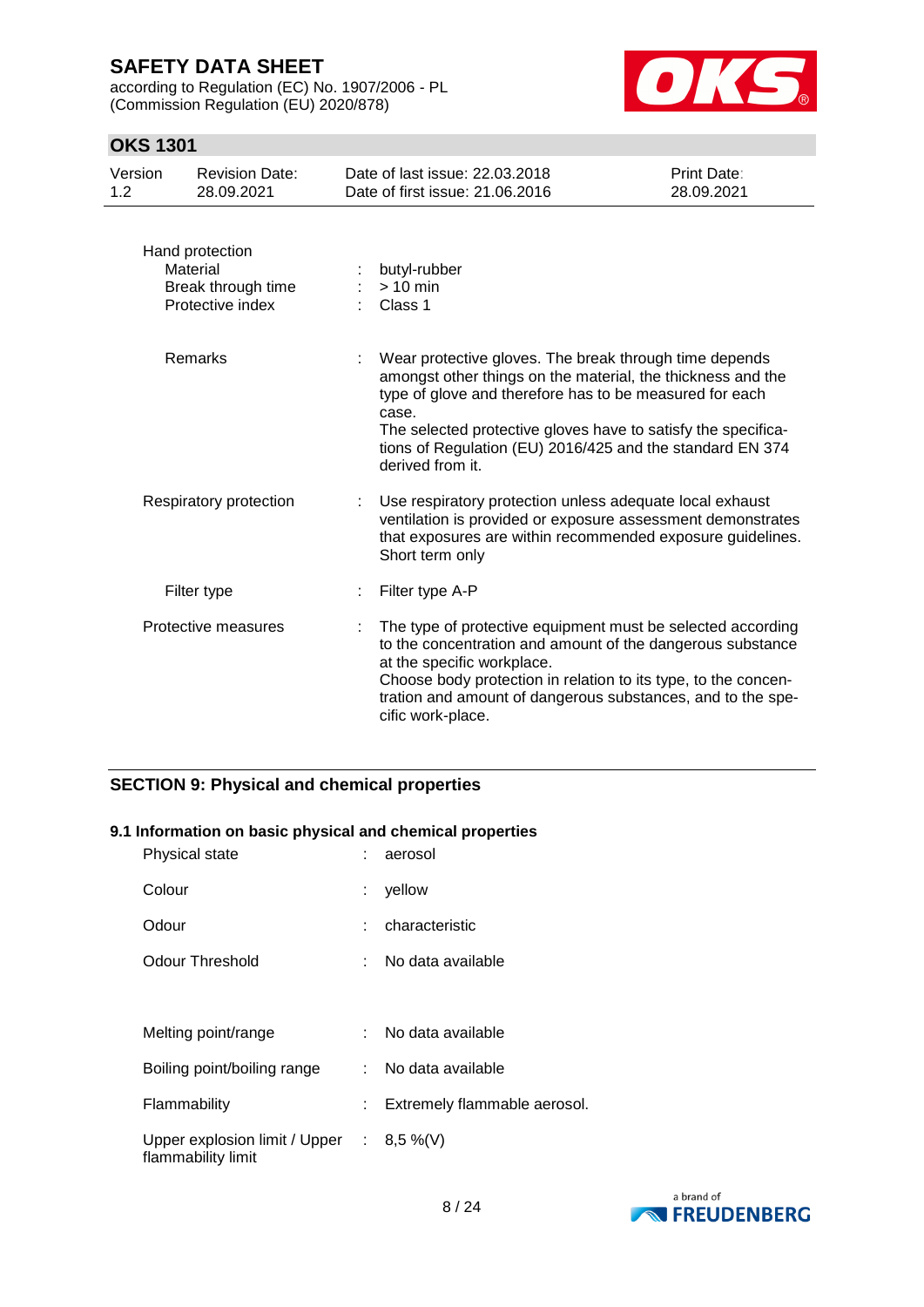Hand protection

| | | |
|---|---|---|
| Material | : | butyl-rubber |
| Break through time | : | > 10 min |
| Protective index | : | Class 1 |

| | | |
|---|---|---|
| Remarks | : | Wear protective gloves. The break through time depends amongst other things on the material, the thickness and the type of glove and therefore has to be measured for each case. The selected protective gloves have to satisfy the specifications of Regulation (EU) 2016/425 and the standard EN 374 derived from it. |
| Respiratory protection | : | Use respiratory protection unless adequate local exhaust ventilation is provided or exposure assessment demonstrates that exposures are within recommended exposure guidelines. Short term only |
| Filter type | : | Filter type A-P |
| Protective measures | : | The type of protective equipment must be selected according to the concentration and amount of the dangerous substance at the specific workplace. Choose body protection in relation to its type, to the concentration and amount of dangerous substances, and to the specific work-place. |

## SECTION 9: Physical and chemical properties

### 9.1 Information on basic physical and chemical properties

| | | |
|---|---|---|
| Physical state | : | aerosol |
| Colour | : | yellow |
| Odour | : | characteristic |
| Odour Threshold | : | No data available |
| Melting point/range | : | No data available |
| Boiling point/boiling range | : | No data available |
| Flammability | : | Extremely flammable aerosol. |
| Upper explosion limit / Upper flammability limit | : | 8,5 %(V) |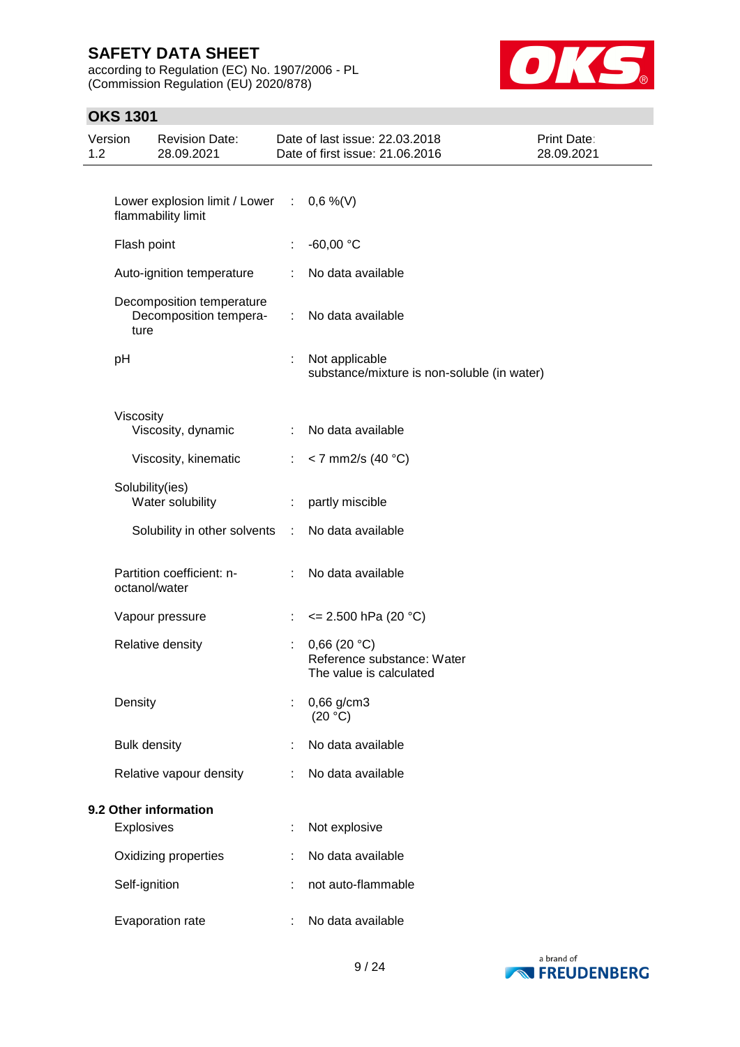| | | |
|---|---|---|
| Lower explosion limit / Lower flammability limit | : | 0,6 %(V) |
| Flash point | : | -60,00 °C |
| Auto-ignition temperature | : | No data available |
| Decomposition temperature<br>Decomposition temperature | : | No data available |
| pH | : | Not applicable<br>substance/mixture is non-soluble (in water) |
| Viscosity<br>Viscosity, dynamic | : | No data available |
| Viscosity, kinematic | : | < 7 mm2/s (40 °C) |
| Solubility(ies)<br>Water solubility | : | partly miscible |
| Solubility in other solvents | : | No data available |
| Partition coefficient: n-octanol/water | : | No data available |
| Vapour pressure | : | <= 2.500 hPa (20 °C) |
| Relative density | : | 0,66 (20 °C)<br>Reference substance: Water<br>The value is calculated |
| Density | : | 0,66 g/cm3<br>(20 °C) |
| Bulk density | : | No data available |
| Relative vapour density | : | No data available |

**9.2 Other information**

| | | |
|---|---|---|
| Explosives | : | Not explosive |
| Oxidizing properties | : | No data available |
| Self-ignition | : | not auto-flammable |
| Evaporation rate | : | No data available |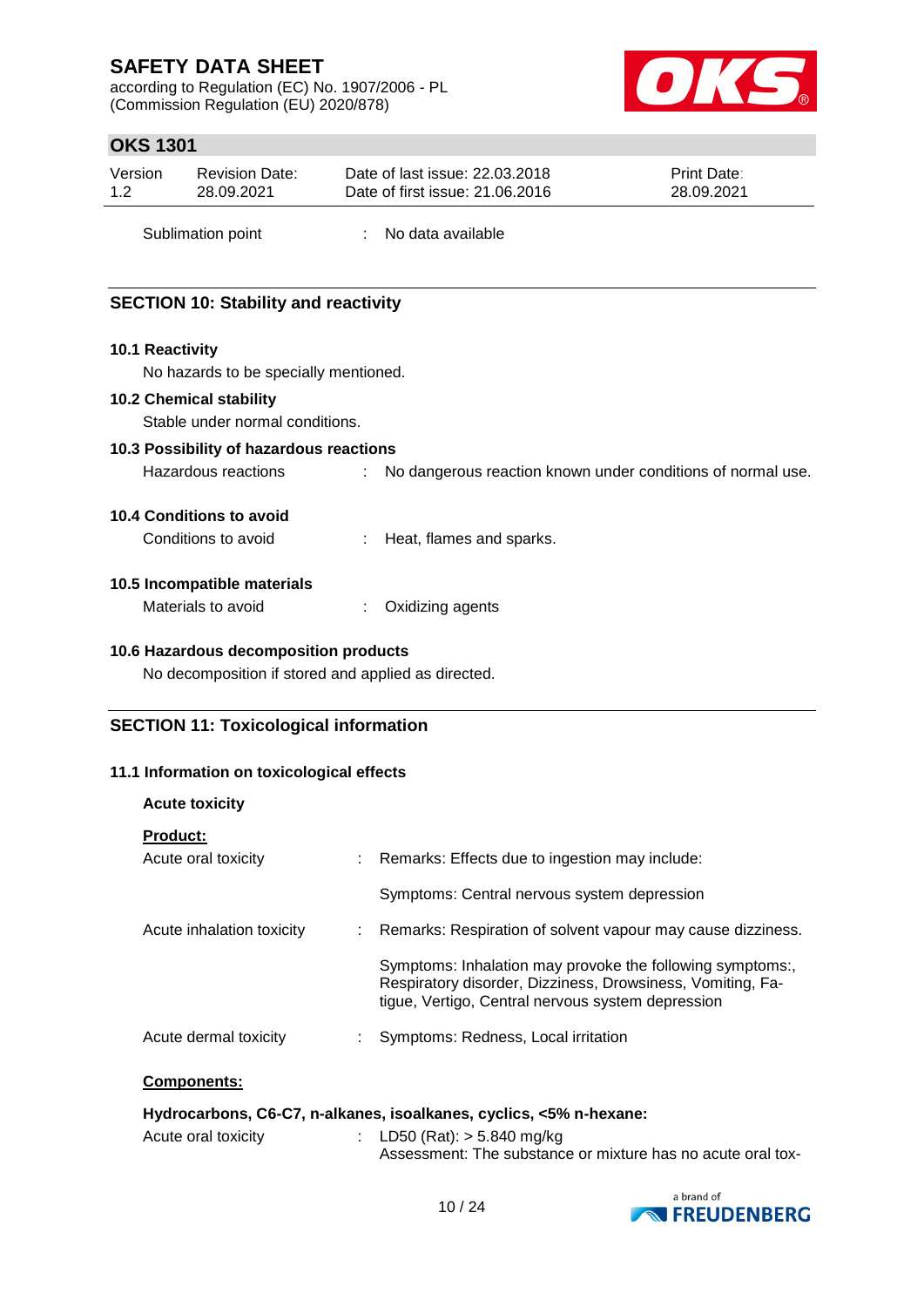Sublimation point : No data available

## SECTION 10: Stability and reactivity

### 10.1 Reactivity

No hazards to be specially mentioned.

### 10.2 Chemical stability

Stable under normal conditions.

### 10.3 Possibility of hazardous reactions

Hazardous reactions : No dangerous reaction known under conditions of normal use.

### 10.4 Conditions to avoid

Conditions to avoid : Heat, flames and sparks.

### 10.5 Incompatible materials

Materials to avoid : Oxidizing agents

### 10.6 Hazardous decomposition products

No decomposition if stored and applied as directed.

## SECTION 11: Toxicological information

### 11.1 Information on toxicological effects

**Acute toxicity**

**Product:**

Acute oral toxicity : Remarks: Effects due to ingestion may include:

Symptoms: Central nervous system depression

Acute inhalation toxicity : Remarks: Respiration of solvent vapour may cause dizziness.

Symptoms: Inhalation may provoke the following symptoms:, Respiratory disorder, Dizziness, Drowsiness, Vomiting, Fatigue, Vertigo, Central nervous system depression

Acute dermal toxicity : Symptoms: Redness, Local irritation

**Components:**

**Hydrocarbons, C6-C7, n-alkanes, isoalkanes, cyclics, <5% n-hexane:**

Acute oral toxicity : LD50 (Rat): > 5.840 mg/kg
Assessment: The substance or mixture has no acute oral tox-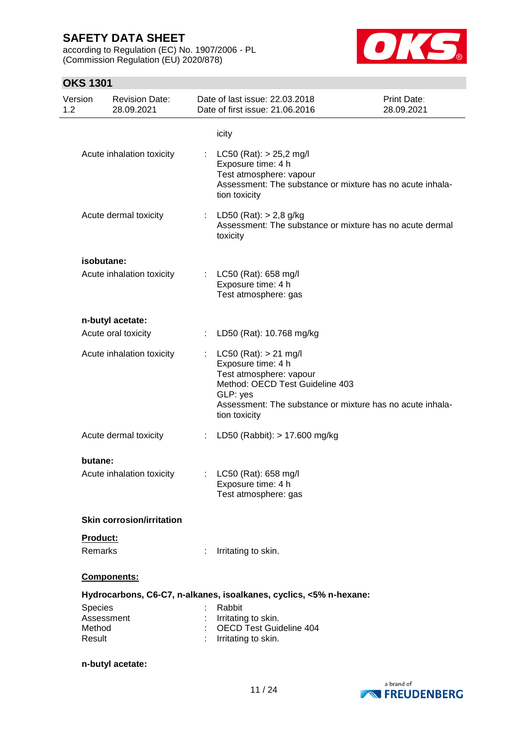icity

Acute inhalation toxicity : LC50 (Rat): > 25,2 mg/l
Exposure time: 4 h
Test atmosphere: vapour
Assessment: The substance or mixture has no acute inhalation toxicity

Acute dermal toxicity : LD50 (Rat): > 2,8 g/kg
Assessment: The substance or mixture has no acute dermal toxicity

**isobutane:**

Acute inhalation toxicity : LC50 (Rat): 658 mg/l
Exposure time: 4 h
Test atmosphere: gas

**n-butyl acetate:**

Acute oral toxicity : LD50 (Rat): 10.768 mg/kg

Acute inhalation toxicity : LC50 (Rat): > 21 mg/l
Exposure time: 4 h
Test atmosphere: vapour
Method: OECD Test Guideline 403
GLP: yes
Assessment: The substance or mixture has no acute inhalation toxicity

Acute dermal toxicity : LD50 (Rabbit): > 17.600 mg/kg

**butane:**

Acute inhalation toxicity : LC50 (Rat): 658 mg/l
Exposure time: 4 h
Test atmosphere: gas

**Skin corrosion/irritation**

**Product:**

Remarks : Irritating to skin.

**Components:**

**Hydrocarbons, C6-C7, n-alkanes, isoalkanes, cyclics, <5% n-hexane:**

Species : Rabbit
Assessment : Irritating to skin.
Method : OECD Test Guideline 404
Result : Irritating to skin.

**n-butyl acetate:**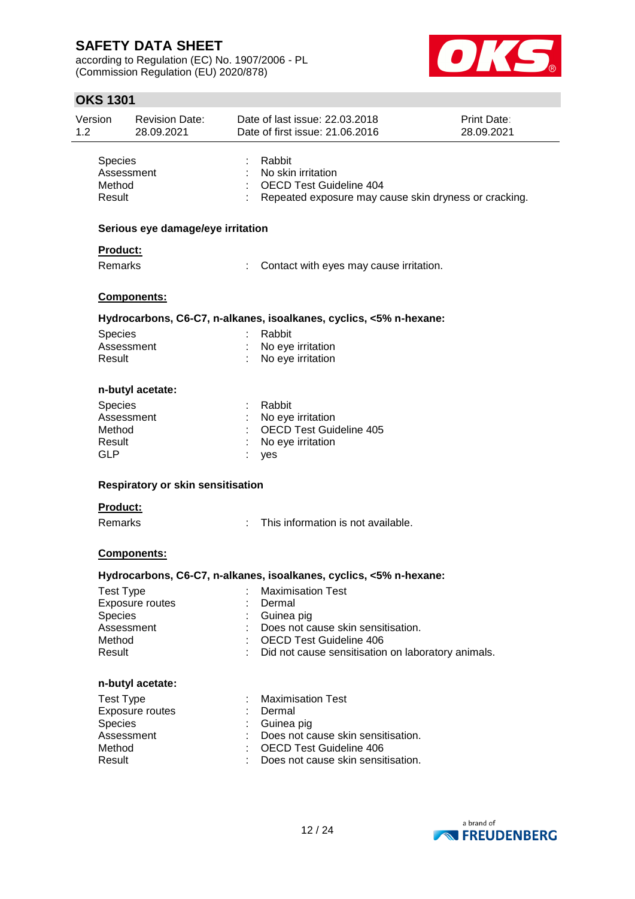| | | |
|---|---|---|
| Species | : | Rabbit |
| Assessment | : | No skin irritation |
| Method | : | OECD Test Guideline 404 |
| Result | : | Repeated exposure may cause skin dryness or cracking. |

**Serious eye damage/eye irritation**

**Product:**

| | | |
|---|---|---|
| Remarks | : | Contact with eyes may cause irritation. |

**Components:**

**Hydrocarbons, C6-C7, n-alkanes, isoalkanes, cyclics, <5% n-hexane:**

| | | |
|---|---|---|
| Species | : | Rabbit |
| Assessment | : | No eye irritation |
| Result | : | No eye irritation |

**n-butyl acetate:**

| | | |
|---|---|---|
| Species | : | Rabbit |
| Assessment | : | No eye irritation |
| Method | : | OECD Test Guideline 405 |
| Result | : | No eye irritation |
| GLP | : | yes |

**Respiratory or skin sensitisation**

**Product:**

| | | |
|---|---|---|
| Remarks | : | This information is not available. |

**Components:**

**Hydrocarbons, C6-C7, n-alkanes, isoalkanes, cyclics, <5% n-hexane:**

| | | |
|---|---|---|
| Test Type | : | Maximisation Test |
| Exposure routes | : | Dermal |
| Species | : | Guinea pig |
| Assessment | : | Does not cause skin sensitisation. |
| Method | : | OECD Test Guideline 406 |
| Result | : | Did not cause sensitisation on laboratory animals. |

**n-butyl acetate:**

| | | |
|---|---|---|
| Test Type | : | Maximisation Test |
| Exposure routes | : | Dermal |
| Species | : | Guinea pig |
| Assessment | : | Does not cause skin sensitisation. |
| Method | : | OECD Test Guideline 406 |
| Result | : | Does not cause skin sensitisation. |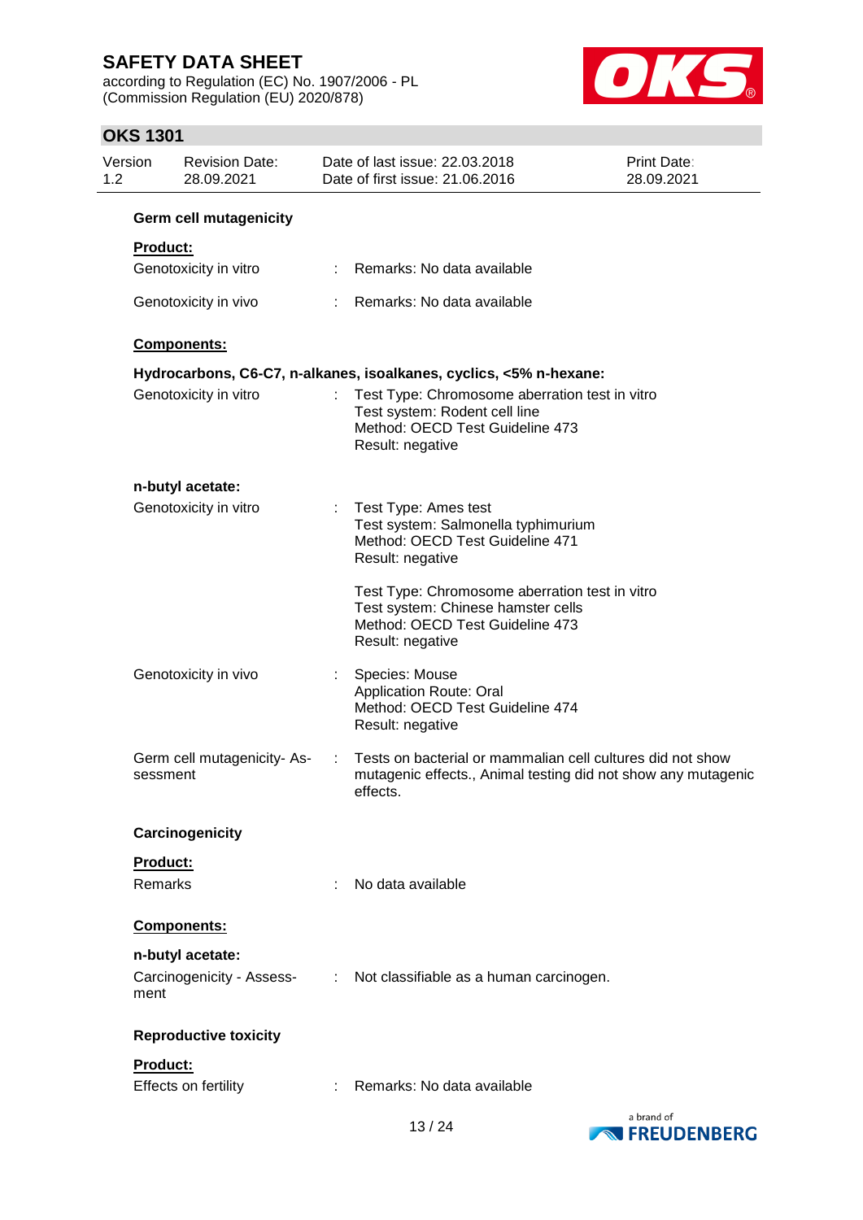### Germ cell mutagenicity

**Product:**

Genotoxicity in vitro : Remarks: No data available

Genotoxicity in vivo : Remarks: No data available

**Components:**

**Hydrocarbons, C6-C7, n-alkanes, isoalkanes, cyclics, <5% n-hexane:**

Genotoxicity in vitro : Test Type: Chromosome aberration test in vitro
Test system: Rodent cell line
Method: OECD Test Guideline 473
Result: negative

**n-butyl acetate:**

Genotoxicity in vitro : Test Type: Ames test
Test system: Salmonella typhimurium
Method: OECD Test Guideline 471
Result: negative

Test Type: Chromosome aberration test in vitro
Test system: Chinese hamster cells
Method: OECD Test Guideline 473
Result: negative

Genotoxicity in vivo : Species: Mouse
Application Route: Oral
Method: OECD Test Guideline 474
Result: negative

Germ cell mutagenicity- Assessment : Tests on bacterial or mammalian cell cultures did not show mutagenic effects., Animal testing did not show any mutagenic effects.

### Carcinogenicity

**Product:**

Remarks : No data available

**Components:**

**n-butyl acetate:**

Carcinogenicity - Assessment : Not classifiable as a human carcinogen.

### Reproductive toxicity

**Product:**

Effects on fertility : Remarks: No data available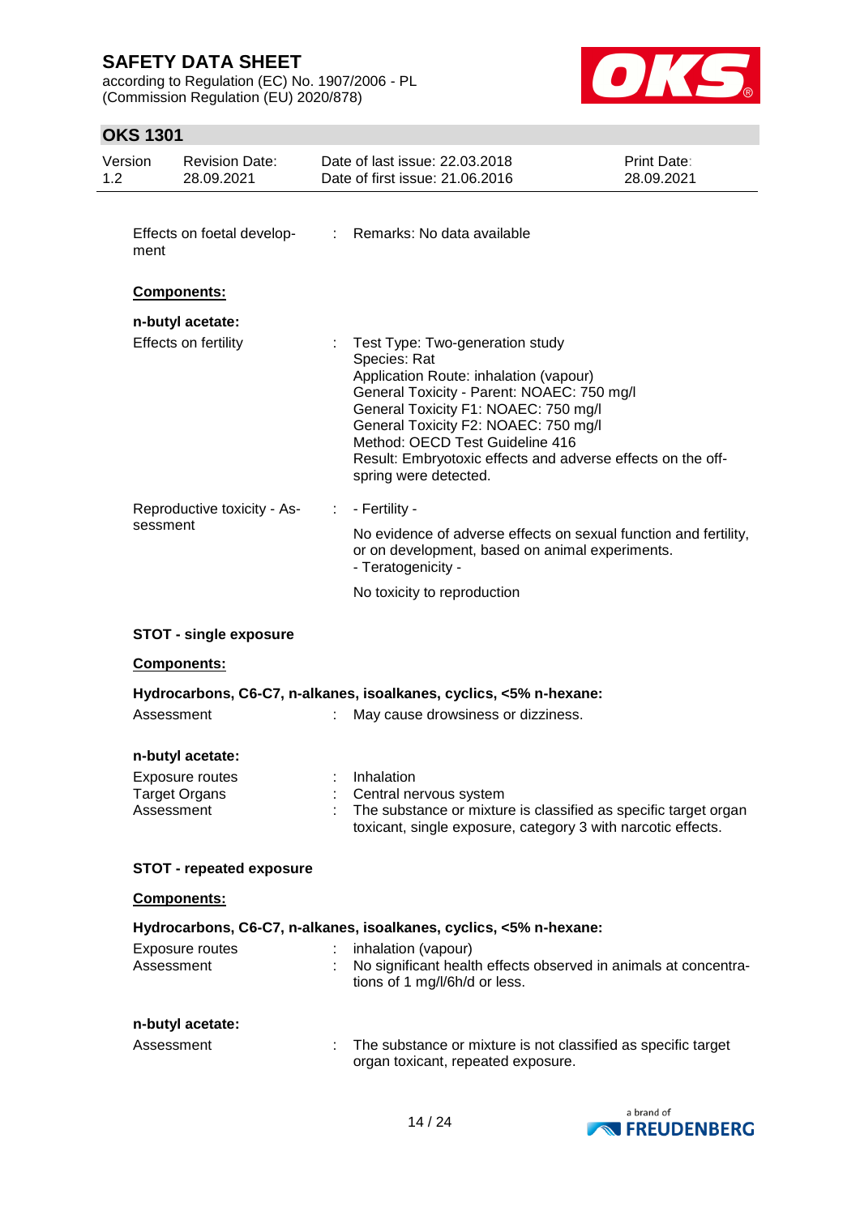Effects on foetal development : Remarks: No data available

**Components:**

**n-butyl acetate:**

Effects on fertility : Test Type: Two-generation study
Species: Rat
Application Route: inhalation (vapour)
General Toxicity - Parent: NOAEC: 750 mg/l
General Toxicity F1: NOAEC: 750 mg/l
General Toxicity F2: NOAEC: 750 mg/l
Method: OECD Test Guideline 416
Result: Embryotoxic effects and adverse effects on the offspring were detected.

Reproductive toxicity - Assessment : - Fertility -

No evidence of adverse effects on sexual function and fertility, or on development, based on animal experiments.
- Teratogenicity -

No toxicity to reproduction

**STOT - single exposure**

**Components:**

**Hydrocarbons, C6-C7, n-alkanes, isoalkanes, cyclics, <5% n-hexane:**

Assessment : May cause drowsiness or dizziness.

**n-butyl acetate:**

Exposure routes : Inhalation
Target Organs : Central nervous system
Assessment : The substance or mixture is classified as specific target organ toxicant, single exposure, category 3 with narcotic effects.

**STOT - repeated exposure**

**Components:**

**Hydrocarbons, C6-C7, n-alkanes, isoalkanes, cyclics, <5% n-hexane:**

Exposure routes : inhalation (vapour)
Assessment : No significant health effects observed in animals at concentrations of 1 mg/l/6h/d or less.

**n-butyl acetate:**

Assessment : The substance or mixture is not classified as specific target organ toxicant, repeated exposure.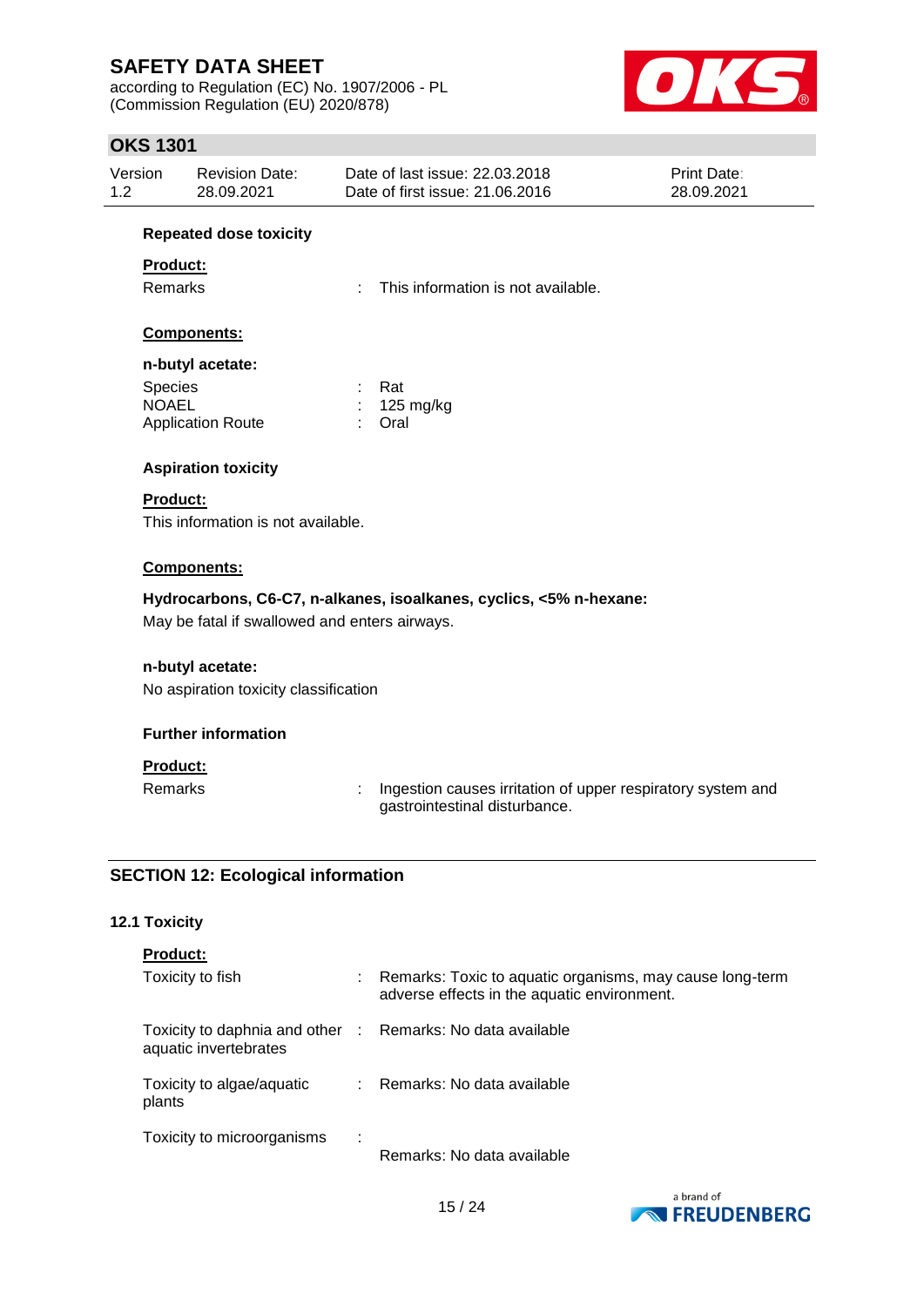**Repeated dose toxicity**

**Product:**

| | | |
|---|---|---|
| Remarks | : | This information is not available. |

**Components:**

**n-butyl acetate:**

| | | |
|---|---|---|
| Species | : | Rat |
| NOAEL | : | 125 mg/kg |
| Application Route | : | Oral |

**Aspiration toxicity**

**Product:**

This information is not available.

**Components:**

**Hydrocarbons, C6-C7, n-alkanes, isoalkanes, cyclics, <5% n-hexane:**

May be fatal if swallowed and enters airways.

**n-butyl acetate:**

No aspiration toxicity classification

**Further information**

**Product:**

| | | |
|---|---|---|
| Remarks | : | Ingestion causes irritation of upper respiratory system and gastrointestinal disturbance. |

## SECTION 12: Ecological information

### 12.1 Toxicity

**Product:**

| | | |
|---|---|---|
| Toxicity to fish | : | Remarks: Toxic to aquatic organisms, may cause long-term adverse effects in the aquatic environment. |
| Toxicity to daphnia and other aquatic invertebrates | : | Remarks: No data available |
| Toxicity to algae/aquatic plants | : | Remarks: No data available |
| Toxicity to microorganisms | : | Remarks: No data available |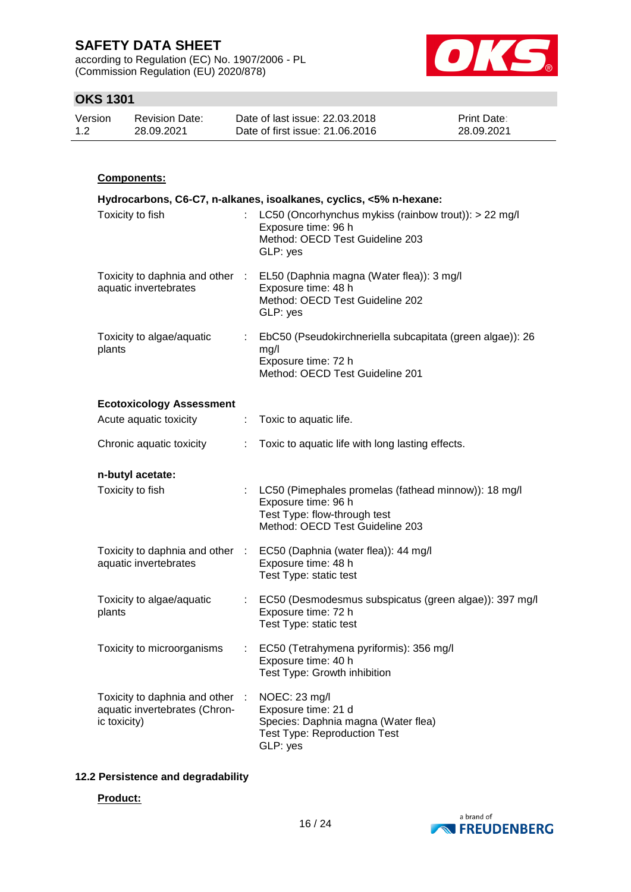**Components:**

**Hydrocarbons, C6-C7, n-alkanes, isoalkanes, cyclics, <5% n-hexane:**

| | | |
|---|---|---|
| Toxicity to fish | : | LC50 (Oncorhynchus mykiss (rainbow trout)): > 22 mg/l<br>Exposure time: 96 h<br>Method: OECD Test Guideline 203<br>GLP: yes |
| Toxicity to daphnia and other aquatic invertebrates | : | EL50 (Daphnia magna (Water flea)): 3 mg/l<br>Exposure time: 48 h<br>Method: OECD Test Guideline 202<br>GLP: yes |
| Toxicity to algae/aquatic plants | : | EbC50 (Pseudokirchneriella subcapitata (green algae)): 26 mg/l<br>Exposure time: 72 h<br>Method: OECD Test Guideline 201 |

**Ecotoxicology Assessment**

| | | |
|---|---|---|
| Acute aquatic toxicity | : | Toxic to aquatic life. |
| Chronic aquatic toxicity | : | Toxic to aquatic life with long lasting effects. |

**n-butyl acetate:**

| | | |
|---|---|---|
| Toxicity to fish | : | LC50 (Pimephales promelas (fathead minnow)): 18 mg/l<br>Exposure time: 96 h<br>Test Type: flow-through test<br>Method: OECD Test Guideline 203 |
| Toxicity to daphnia and other aquatic invertebrates | : | EC50 (Daphnia (water flea)): 44 mg/l<br>Exposure time: 48 h<br>Test Type: static test |
| Toxicity to algae/aquatic plants | : | EC50 (Desmodesmus subspicatus (green algae)): 397 mg/l<br>Exposure time: 72 h<br>Test Type: static test |
| Toxicity to microorganisms | : | EC50 (Tetrahymena pyriformis): 356 mg/l<br>Exposure time: 40 h<br>Test Type: Growth inhibition |
| Toxicity to daphnia and other aquatic invertebrates (Chronic toxicity) | : | NOEC: 23 mg/l<br>Exposure time: 21 d<br>Species: Daphnia magna (Water flea)<br>Test Type: Reproduction Test<br>GLP: yes |

## 12.2 Persistence and degradability

**Product:**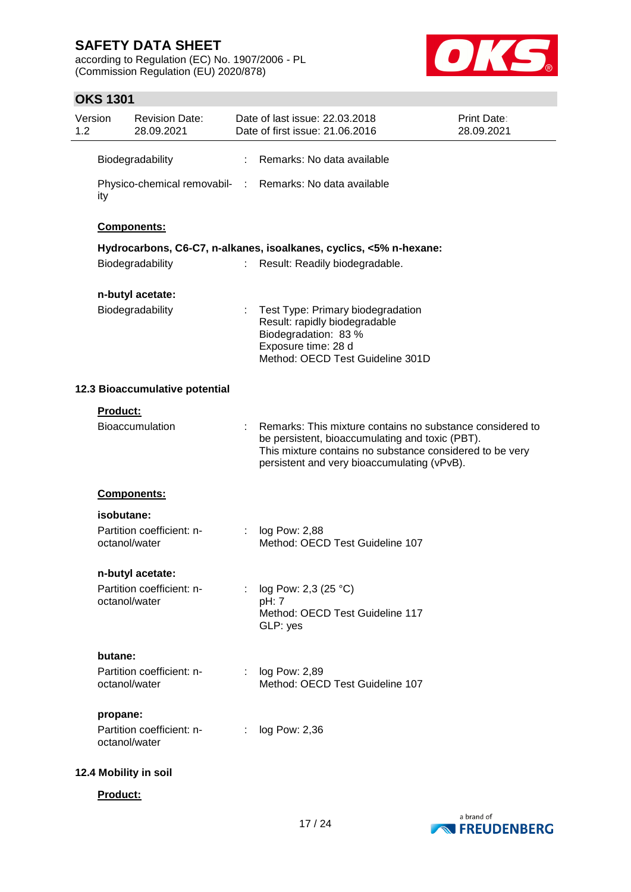Biodegradability : Remarks: No data available

Physico-chemical removability : Remarks: No data available

**Components:**

**Hydrocarbons, C6-C7, n-alkanes, isoalkanes, cyclics, <5% n-hexane:**

Biodegradability : Result: Readily biodegradable.

**n-butyl acetate:**

Biodegradability : Test Type: Primary biodegradation
Result: rapidly biodegradable
Biodegradation: 83 %
Exposure time: 28 d
Method: OECD Test Guideline 301D

### 12.3 Bioaccumulative potential

**Product:**

Bioaccumulation : Remarks: This mixture contains no substance considered to be persistent, bioaccumulating and toxic (PBT).
This mixture contains no substance considered to be very persistent and very bioaccumulating (vPvB).

**Components:**

**isobutane:**

Partition coefficient: n-octanol/water : log Pow: 2,88
Method: OECD Test Guideline 107

**n-butyl acetate:**

Partition coefficient: n-octanol/water : log Pow: 2,3 (25 °C)
pH: 7
Method: OECD Test Guideline 117
GLP: yes

**butane:**

Partition coefficient: n-octanol/water : log Pow: 2,89
Method: OECD Test Guideline 107

**propane:**

Partition coefficient: n-octanol/water : log Pow: 2,36

### 12.4 Mobility in soil

**Product:**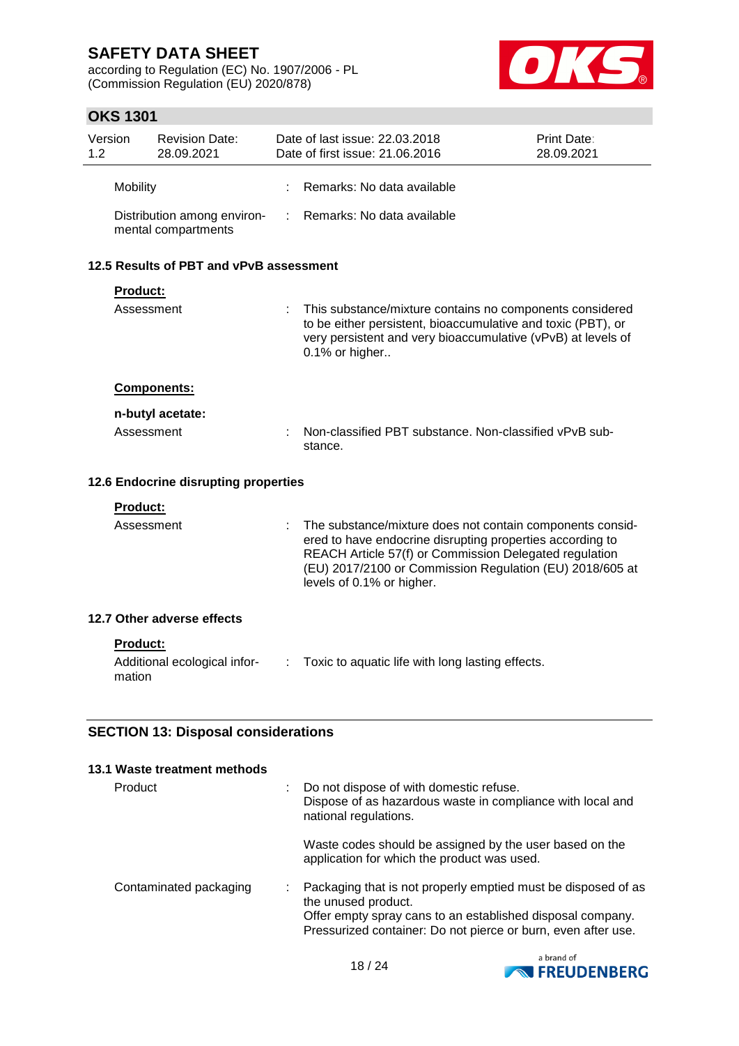| | | |
|---|---|---|
| Mobility | : | Remarks: No data available |
| Distribution among environmental compartments | : | Remarks: No data available |

### 12.5 Results of PBT and vPvB assessment

**Product:**

| | | |
|---|---|---|
| Assessment | : | This substance/mixture contains no components considered to be either persistent, bioaccumulative and toxic (PBT), or very persistent and very bioaccumulative (vPvB) at levels of 0.1% or higher.. |

**Components:**

**n-butyl acetate:**

| | | |
|---|---|---|
| Assessment | : | Non-classified PBT substance. Non-classified vPvB substance. |

### 12.6 Endocrine disrupting properties

**Product:**

| | | |
|---|---|---|
| Assessment | : | The substance/mixture does not contain components considered to have endocrine disrupting properties according to REACH Article 57(f) or Commission Delegated regulation (EU) 2017/2100 or Commission Regulation (EU) 2018/605 at levels of 0.1% or higher. |

### 12.7 Other adverse effects

**Product:**

| | | |
|---|---|---|
| Additional ecological information | : | Toxic to aquatic life with long lasting effects. |

## SECTION 13: Disposal considerations

### 13.1 Waste treatment methods

| | | |
|---|---|---|
| Product | : | Do not dispose of with domestic refuse.<br>Dispose of as hazardous waste in compliance with local and national regulations.<br><br>Waste codes should be assigned by the user based on the application for which the product was used. |
| Contaminated packaging | : | Packaging that is not properly emptied must be disposed of as the unused product.<br>Offer empty spray cans to an established disposal company.<br>Pressurized container: Do not pierce or burn, even after use. |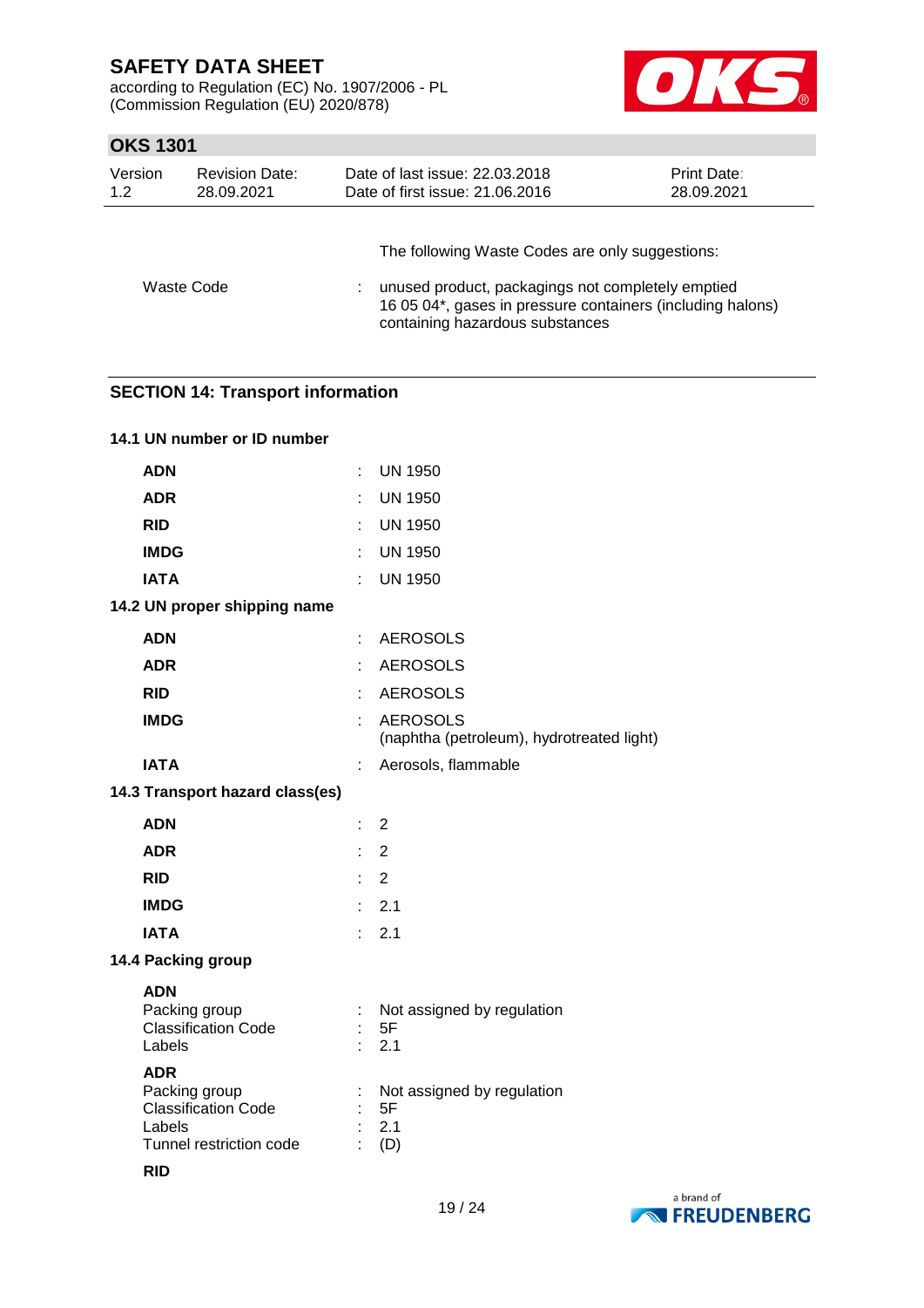The following Waste Codes are only suggestions:

| | | |
|---|---|---|
| Waste Code | : | unused product, packagings not completely emptied<br>16 05 04*, gases in pressure containers (including halons) containing hazardous substances |

## SECTION 14: Transport information

### 14.1 UN number or ID number

| | | |
|---|---|---|
| **ADN** | : | UN 1950 |
| **ADR** | : | UN 1950 |
| **RID** | : | UN 1950 |
| **IMDG** | : | UN 1950 |
| **IATA** | : | UN 1950 |

### 14.2 UN proper shipping name

| | | |
|---|---|---|
| **ADN** | : | AEROSOLS |
| **ADR** | : | AEROSOLS |
| **RID** | : | AEROSOLS |
| **IMDG** | : | AEROSOLS<br>(naphtha (petroleum), hydrotreated light) |
| **IATA** | : | Aerosols, flammable |

### 14.3 Transport hazard class(es)

| | | |
|---|---|---|
| **ADN** | : | 2 |
| **ADR** | : | 2 |
| **RID** | : | 2 |
| **IMDG** | : | 2.1 |
| **IATA** | : | 2.1 |

### 14.4 Packing group

**ADN**

| | | |
|---|---|---|
| Packing group | : | Not assigned by regulation |
| Classification Code | : | 5F |
| Labels | : | 2.1 |

**ADR**

| | | |
|---|---|---|
| Packing group | : | Not assigned by regulation |
| Classification Code | : | 5F |
| Labels | : | 2.1 |
| Tunnel restriction code | : | (D) |

**RID**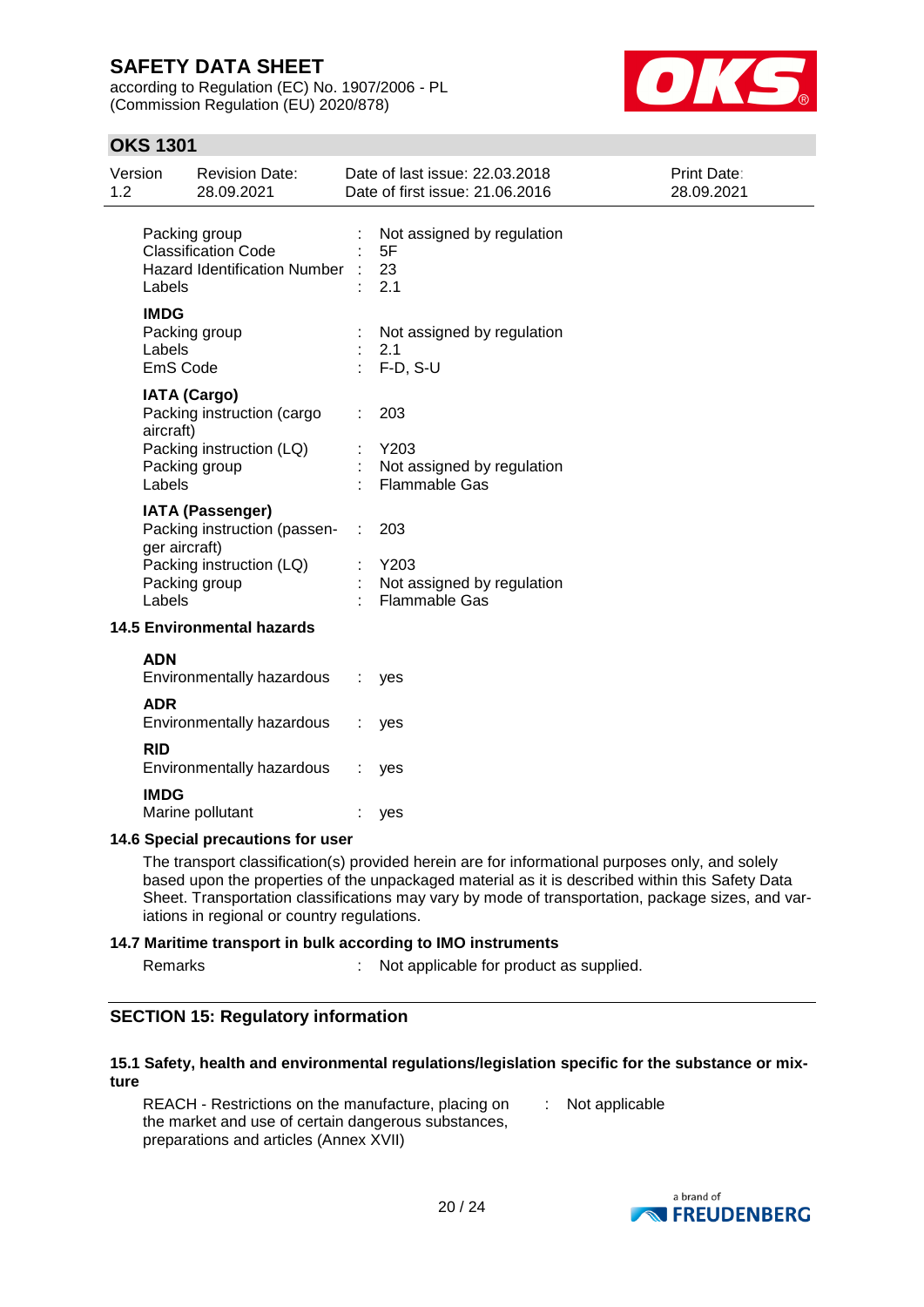| | | |
|---|---|---|
| Packing group | : | Not assigned by regulation |
| Classification Code | : | 5F |
| Hazard Identification Number | : | 23 |
| Labels | : | 2.1 |

**IMDG**

| | | |
|---|---|---|
| Packing group | : | Not assigned by regulation |
| Labels | : | 2.1 |
| EmS Code | : | F-D, S-U |

**IATA (Cargo)**

| | | |
|---|---|---|
| Packing instruction (cargo aircraft) | : | 203 |
| Packing instruction (LQ) | : | Y203 |
| Packing group | : | Not assigned by regulation |
| Labels | : | Flammable Gas |

**IATA (Passenger)**

| | | |
|---|---|---|
| Packing instruction (passenger aircraft) | : | 203 |
| Packing instruction (LQ) | : | Y203 |
| Packing group | : | Not assigned by regulation |
| Labels | : | Flammable Gas |

### 14.5 Environmental hazards

**ADN**

Environmentally hazardous : yes

**ADR**

Environmentally hazardous : yes

**RID**

Environmentally hazardous : yes

**IMDG**

Marine pollutant : yes

### 14.6 Special precautions for user

The transport classification(s) provided herein are for informational purposes only, and solely based upon the properties of the unpackaged material as it is described within this Safety Data Sheet. Transportation classifications may vary by mode of transportation, package sizes, and variations in regional or country regulations.

### 14.7 Maritime transport in bulk according to IMO instruments

Remarks : Not applicable for product as supplied.

## SECTION 15: Regulatory information

### 15.1 Safety, health and environmental regulations/legislation specific for the substance or mixture

REACH - Restrictions on the manufacture, placing on the market and use of certain dangerous substances, preparations and articles (Annex XVII) : Not applicable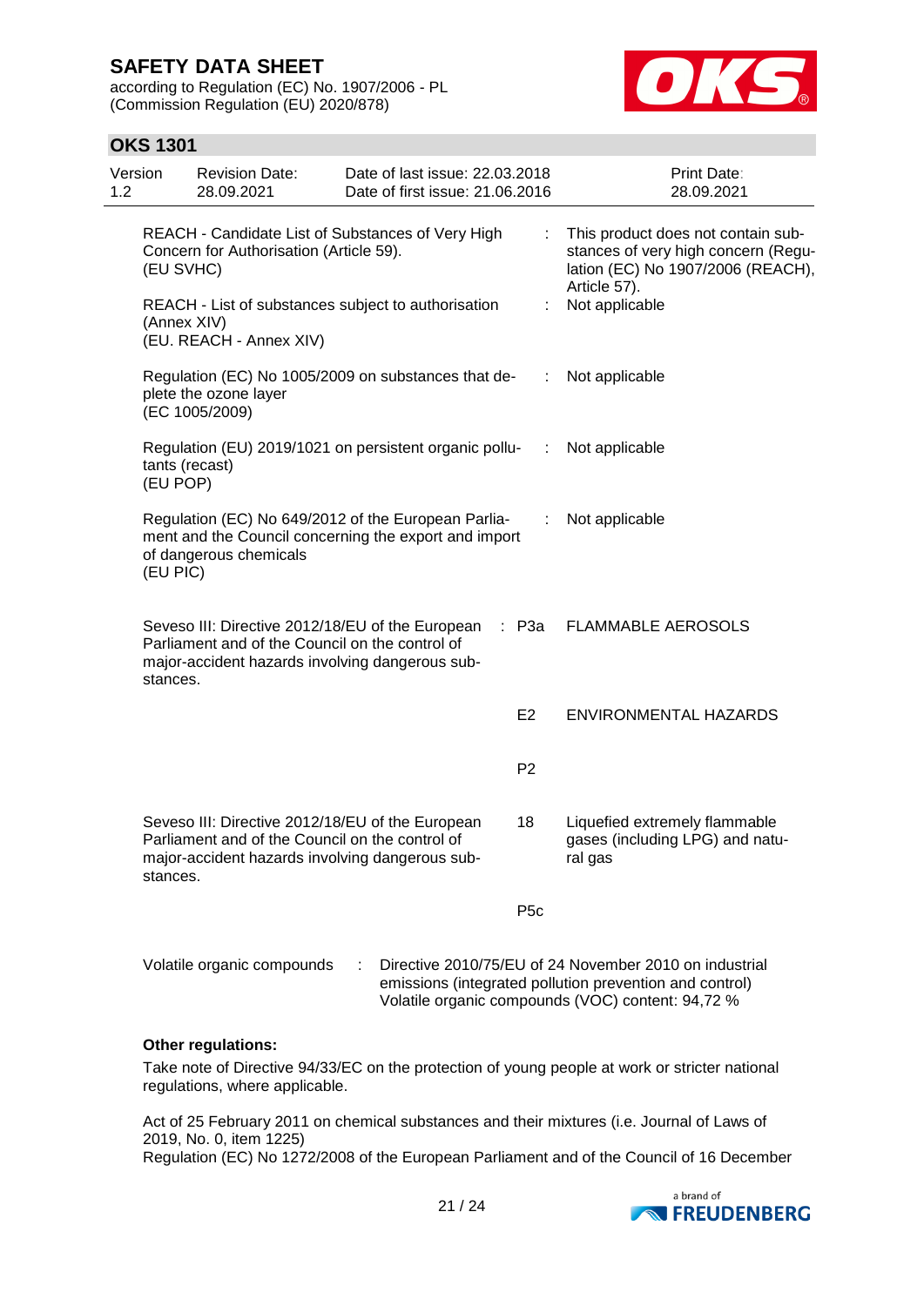| | | |
|---|---|---|
| REACH - Candidate List of Substances of Very High Concern for Authorisation (Article 59). (EU SVHC) | : | This product does not contain substances of very high concern (Regulation (EC) No 1907/2006 (REACH), Article 57). |
| REACH - List of substances subject to authorisation (Annex XIV) (EU. REACH - Annex XIV) | : | Not applicable |
| Regulation (EC) No 1005/2009 on substances that deplete the ozone layer (EC 1005/2009) | : | Not applicable |
| Regulation (EU) 2019/1021 on persistent organic pollutants (recast) (EU POP) | : | Not applicable |
| Regulation (EC) No 649/2012 of the European Parliament and the Council concerning the export and import of dangerous chemicals (EU PIC) | : | Not applicable |

| | | |
|---|---|---|
| Seveso III: Directive 2012/18/EU of the European Parliament and of the Council on the control of major-accident hazards involving dangerous substances. | : P3a | FLAMMABLE AEROSOLS |
| | E2 | ENVIRONMENTAL HAZARDS |
| | P2 | |
| Seveso III: Directive 2012/18/EU of the European Parliament and of the Council on the control of major-accident hazards involving dangerous substances. | 18 | Liquefied extremely flammable gases (including LPG) and natural gas |
| | P5c | |

Volatile organic compounds : Directive 2010/75/EU of 24 November 2010 on industrial emissions (integrated pollution prevention and control)
Volatile organic compounds (VOC) content: 94,72 %

**Other regulations:**

Take note of Directive 94/33/EC on the protection of young people at work or stricter national regulations, where applicable.

Act of 25 February 2011 on chemical substances and their mixtures (i.e. Journal of Laws of 2019, No. 0, item 1225)
Regulation (EC) No 1272/2008 of the European Parliament and of the Council of 16 December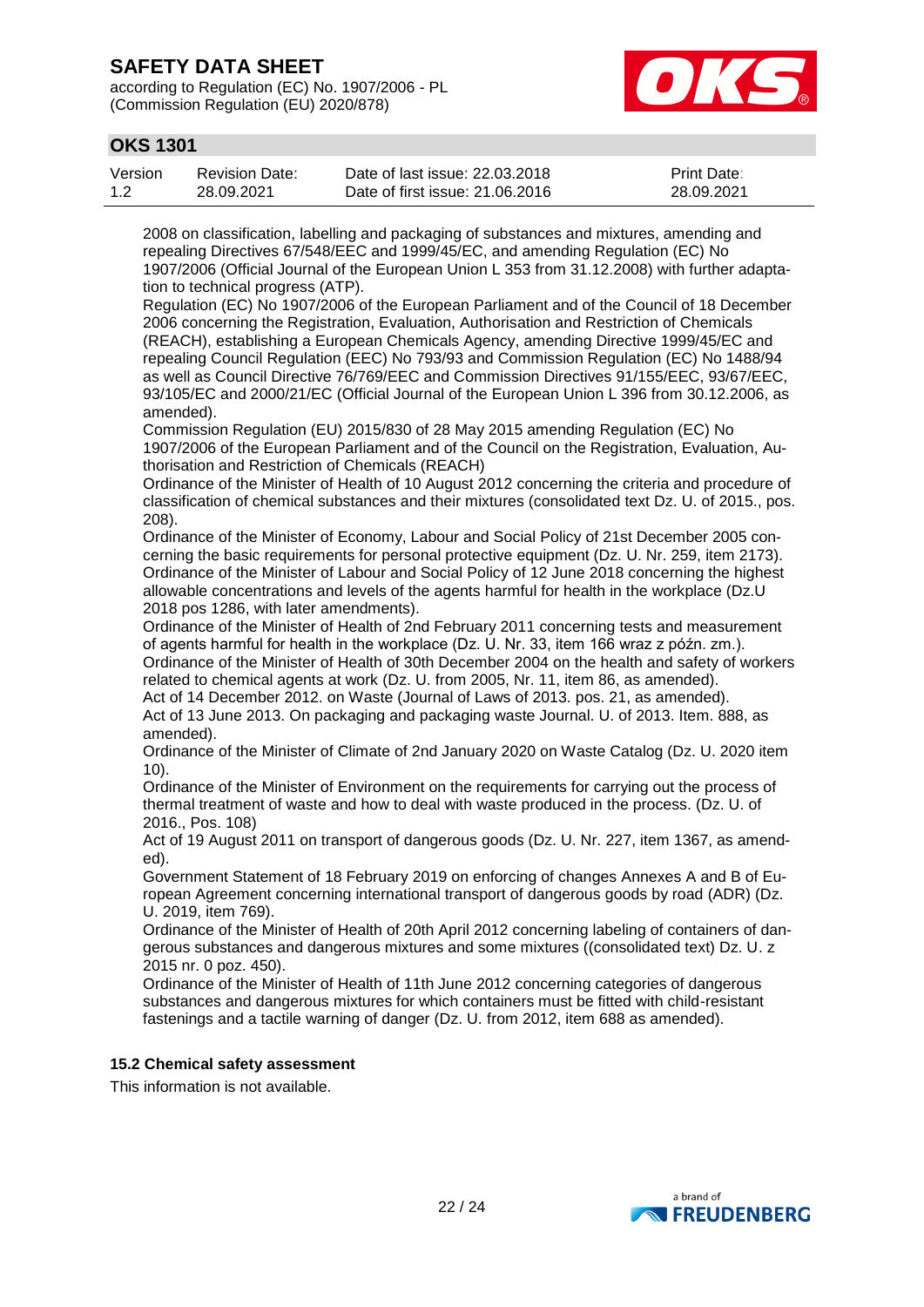2008 on classification, labelling and packaging of substances and mixtures, amending and repealing Directives 67/548/EEC and 1999/45/EC, and amending Regulation (EC) No 1907/2006 (Official Journal of the European Union L 353 from 31.12.2008) with further adaptation to technical progress (ATP).

Regulation (EC) No 1907/2006 of the European Parliament and of the Council of 18 December 2006 concerning the Registration, Evaluation, Authorisation and Restriction of Chemicals (REACH), establishing a European Chemicals Agency, amending Directive 1999/45/EC and repealing Council Regulation (EEC) No 793/93 and Commission Regulation (EC) No 1488/94 as well as Council Directive 76/769/EEC and Commission Directives 91/155/EEC, 93/67/EEC, 93/105/EC and 2000/21/EC (Official Journal of the European Union L 396 from 30.12.2006, as amended).

Commission Regulation (EU) 2015/830 of 28 May 2015 amending Regulation (EC) No 1907/2006 of the European Parliament and of the Council on the Registration, Evaluation, Authorisation and Restriction of Chemicals (REACH)

Ordinance of the Minister of Health of 10 August 2012 concerning the criteria and procedure of classification of chemical substances and their mixtures (consolidated text Dz. U. of 2015., pos. 208).

Ordinance of the Minister of Economy, Labour and Social Policy of 21st December 2005 concerning the basic requirements for personal protective equipment (Dz. U. Nr. 259, item 2173).

Ordinance of the Minister of Labour and Social Policy of 12 June 2018 concerning the highest allowable concentrations and levels of the agents harmful for health in the workplace (Dz.U 2018 pos 1286, with later amendments).

Ordinance of the Minister of Health of 2nd February 2011 concerning tests and measurement of agents harmful for health in the workplace (Dz. U. Nr. 33, item 166 wraz z późn. zm.).

Ordinance of the Minister of Health of 30th December 2004 on the health and safety of workers related to chemical agents at work (Dz. U. from 2005, Nr. 11, item 86, as amended).

Act of 14 December 2012. on Waste (Journal of Laws of 2013. pos. 21, as amended).

Act of 13 June 2013. On packaging and packaging waste Journal. U. of 2013. Item. 888, as amended).

Ordinance of the Minister of Climate of 2nd January 2020 on Waste Catalog (Dz. U. 2020 item 10).

Ordinance of the Minister of Environment on the requirements for carrying out the process of thermal treatment of waste and how to deal with waste produced in the process. (Dz. U. of 2016., Pos. 108)

Act of 19 August 2011 on transport of dangerous goods (Dz. U. Nr. 227, item 1367, as amended).

Government Statement of 18 February 2019 on enforcing of changes Annexes A and B of European Agreement concerning international transport of dangerous goods by road (ADR) (Dz. U. 2019, item 769).

Ordinance of the Minister of Health of 20th April 2012 concerning labeling of containers of dangerous substances and dangerous mixtures and some mixtures ((consolidated text) Dz. U. z 2015 nr. 0 poz. 450).

Ordinance of the Minister of Health of 11th June 2012 concerning categories of dangerous substances and dangerous mixtures for which containers must be fitted with child-resistant fastenings and a tactile warning of danger (Dz. U. from 2012, item 688 as amended).

### 15.2 Chemical safety assessment

This information is not available.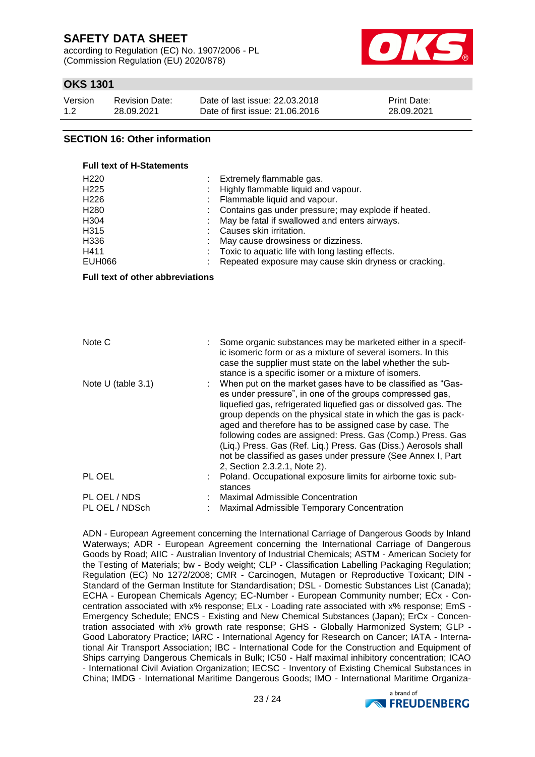## SECTION 16: Other information

### Full text of H-Statements

| | |
|---|---|
| H220 | Extremely flammable gas. |
| H225 | Highly flammable liquid and vapour. |
| H226 | Flammable liquid and vapour. |
| H280 | Contains gas under pressure; may explode if heated. |
| H304 | May be fatal if swallowed and enters airways. |
| H315 | Causes skin irritation. |
| H336 | May cause drowsiness or dizziness. |
| H411 | Toxic to aquatic life with long lasting effects. |
| EUH066 | Repeated exposure may cause skin dryness or cracking. |

### Full text of other abbreviations

| | |
|---|---|
| Note C | Some organic substances may be marketed either in a specific isomeric form or as a mixture of several isomers. In this case the supplier must state on the label whether the substance is a specific isomer or a mixture of isomers. |
| Note U (table 3.1) | When put on the market gases have to be classified as "Gases under pressure", in one of the groups compressed gas, liquefied gas, refrigerated liquefied gas or dissolved gas. The group depends on the physical state in which the gas is packaged and therefore has to be assigned case by case. The following codes are assigned: Press. Gas (Comp.) Press. Gas (Liq.) Press. Gas (Ref. Liq.) Press. Gas (Diss.) Aerosols shall not be classified as gases under pressure (See Annex I, Part 2, Section 2.3.2.1, Note 2). |
| PL OEL | Poland. Occupational exposure limits for airborne toxic substances |
| PL OEL / NDS | Maximal Admissible Concentration |
| PL OEL / NDSch | Maximal Admissible Temporary Concentration |

ADN - European Agreement concerning the International Carriage of Dangerous Goods by Inland Waterways; ADR - European Agreement concerning the International Carriage of Dangerous Goods by Road; AIIC - Australian Inventory of Industrial Chemicals; ASTM - American Society for the Testing of Materials; bw - Body weight; CLP - Classification Labelling Packaging Regulation; Regulation (EC) No 1272/2008; CMR - Carcinogen, Mutagen or Reproductive Toxicant; DIN - Standard of the German Institute for Standardisation; DSL - Domestic Substances List (Canada); ECHA - European Chemicals Agency; EC-Number - European Community number; ECx - Concentration associated with x% response; ELx - Loading rate associated with x% response; EmS - Emergency Schedule; ENCS - Existing and New Chemical Substances (Japan); ErCx - Concentration associated with x% growth rate response; GHS - Globally Harmonized System; GLP - Good Laboratory Practice; IARC - International Agency for Research on Cancer; IATA - International Air Transport Association; IBC - International Code for the Construction and Equipment of Ships carrying Dangerous Chemicals in Bulk; IC50 - Half maximal inhibitory concentration; ICAO - International Civil Aviation Organization; IECSC - Inventory of Existing Chemical Substances in China; IMDG - International Maritime Dangerous Goods; IMO - International Maritime Organiza-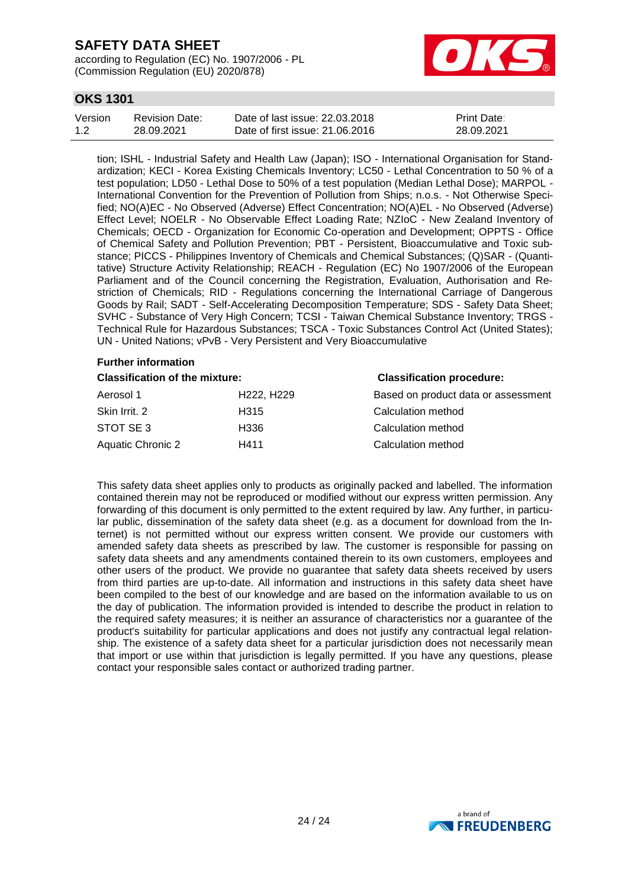tion; ISHL - Industrial Safety and Health Law (Japan); ISO - International Organisation for Standardization; KECI - Korea Existing Chemicals Inventory; LC50 - Lethal Concentration to 50 % of a test population; LD50 - Lethal Dose to 50% of a test population (Median Lethal Dose); MARPOL - International Convention for the Prevention of Pollution from Ships; n.o.s. - Not Otherwise Specified; NO(A)EC - No Observed (Adverse) Effect Concentration; NO(A)EL - No Observed (Adverse) Effect Level; NOELR - No Observable Effect Loading Rate; NZIoC - New Zealand Inventory of Chemicals; OECD - Organization for Economic Co-operation and Development; OPPTS - Office of Chemical Safety and Pollution Prevention; PBT - Persistent, Bioaccumulative and Toxic substance; PICCS - Philippines Inventory of Chemicals and Chemical Substances; (Q)SAR - (Quantitative) Structure Activity Relationship; REACH - Regulation (EC) No 1907/2006 of the European Parliament and of the Council concerning the Registration, Evaluation, Authorisation and Restriction of Chemicals; RID - Regulations concerning the International Carriage of Dangerous Goods by Rail; SADT - Self-Accelerating Decomposition Temperature; SDS - Safety Data Sheet; SVHC - Substance of Very High Concern; TCSI - Taiwan Chemical Substance Inventory; TRGS - Technical Rule for Hazardous Substances; TSCA - Toxic Substances Control Act (United States); UN - United Nations; vPvB - Very Persistent and Very Bioaccumulative

**Further information**

| **Classification of the mixture:** | | **Classification procedure:** |
|---|---|---|
| Aerosol 1 | H222, H229 | Based on product data or assessment |
| Skin Irrit. 2 | H315 | Calculation method |
| STOT SE 3 | H336 | Calculation method |
| Aquatic Chronic 2 | H411 | Calculation method |

This safety data sheet applies only to products as originally packed and labelled. The information contained therein may not be reproduced or modified without our express written permission. Any forwarding of this document is only permitted to the extent required by law. Any further, in particular public, dissemination of the safety data sheet (e.g. as a document for download from the Internet) is not permitted without our express written consent. We provide our customers with amended safety data sheets as prescribed by law. The customer is responsible for passing on safety data sheets and any amendments contained therein to its own customers, employees and other users of the product. We provide no guarantee that safety data sheets received by users from third parties are up-to-date. All information and instructions in this safety data sheet have been compiled to the best of our knowledge and are based on the information available to us on the day of publication. The information provided is intended to describe the product in relation to the required safety measures; it is neither an assurance of characteristics nor a guarantee of the product's suitability for particular applications and does not justify any contractual legal relationship. The existence of a safety data sheet for a particular jurisdiction does not necessarily mean that import or use within that jurisdiction is legally permitted. If you have any questions, please contact your responsible sales contact or authorized trading partner.